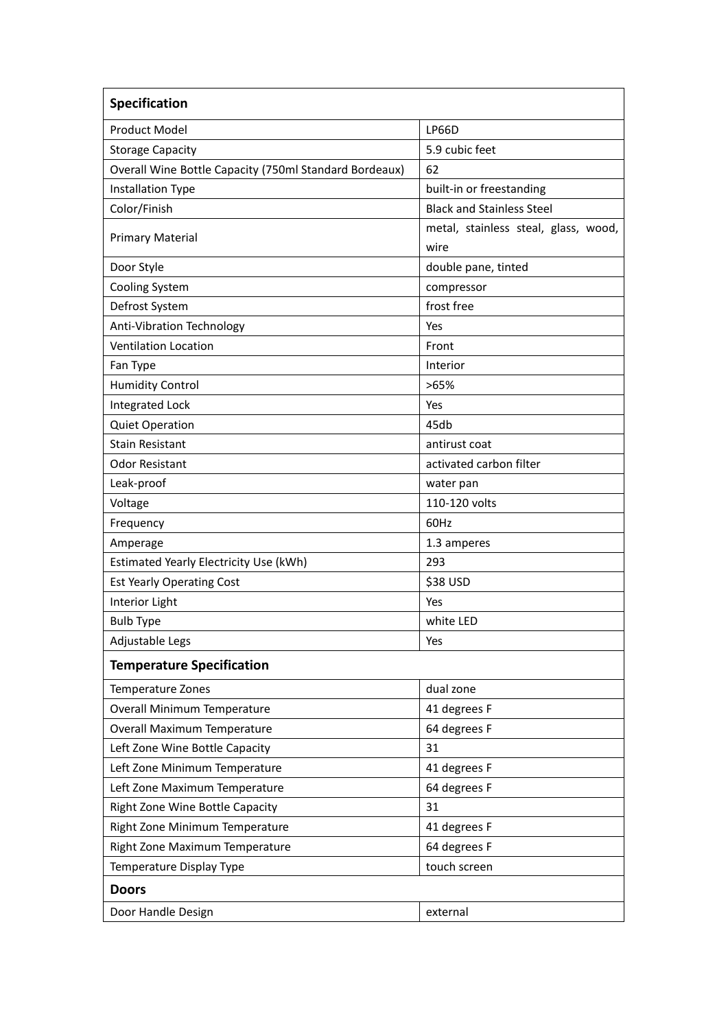| Specification | |
|---|---|
| Product Model | LP66D |
| Storage Capacity | 5.9 cubic feet |
| Overall Wine Bottle Capacity (750ml Standard Bordeaux) | 62 |
| Installation Type | built-in or freestanding |
| Color/Finish | Black and Stainless Steel |
| Primary Material | metal, stainless steal, glass, wood, wire |
| Door Style | double pane, tinted |
| Cooling System | compressor |
| Defrost System | frost free |
| Anti-Vibration Technology | Yes |
| Ventilation Location | Front |
| Fan Type | Interior |
| Humidity Control | >65% |
| Integrated Lock | Yes |
| Quiet Operation | 45db |
| Stain Resistant | antirust coat |
| Odor Resistant | activated carbon filter |
| Leak-proof | water pan |
| Voltage | 110-120 volts |
| Frequency | 60Hz |
| Amperage | 1.3 amperes |
| Estimated Yearly Electricity Use (kWh) | 293 |
| Est Yearly Operating Cost | $38 USD |
| Interior Light | Yes |
| Bulb Type | white LED |
| Adjustable Legs | Yes |
| **Temperature Specification** | |
| Temperature Zones | dual zone |
| Overall Minimum Temperature | 41 degrees F |
| Overall Maximum Temperature | 64 degrees F |
| Left Zone Wine Bottle Capacity | 31 |
| Left Zone Minimum Temperature | 41 degrees F |
| Left Zone Maximum Temperature | 64 degrees F |
| Right Zone Wine Bottle Capacity | 31 |
| Right Zone Minimum Temperature | 41 degrees F |
| Right Zone Maximum Temperature | 64 degrees F |
| Temperature Display Type | touch screen |
| **Doors** | |
| Door Handle Design | external |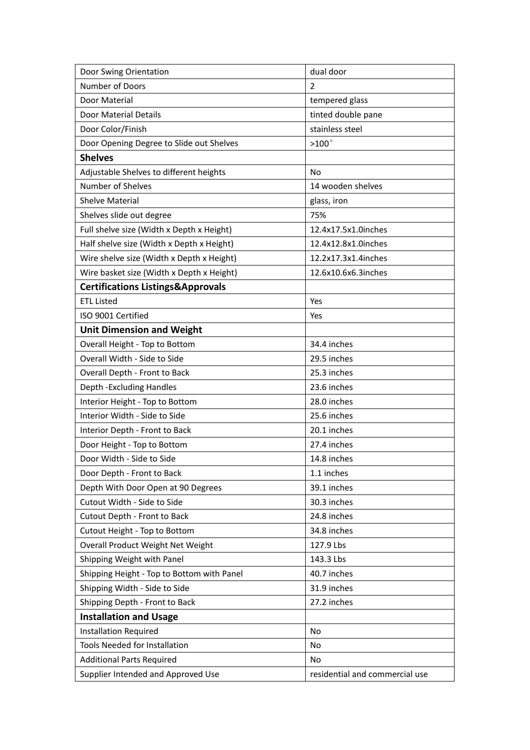| Door Swing Orientation | dual door |
|---|---|
| Number of Doors | 2 |
| Door Material | tempered glass |
| Door Material Details | tinted double pane |
| Door Color/Finish | stainless steel |
| Door Opening Degree to Slide out Shelves | >100° |
| **Shelves** | |
| Adjustable Shelves to different heights | No |
| Number of Shelves | 14 wooden shelves |
| Shelve Material | glass, iron |
| Shelves slide out degree | 75% |
| Full shelve size (Width x Depth x Height) | 12.4x17.5x1.0inches |
| Half shelve size (Width x Depth x Height) | 12.4x12.8x1.0inches |
| Wire shelve size (Width x Depth x Height) | 12.2x17.3x1.4inches |
| Wire basket size (Width x Depth x Height) | 12.6x10.6x6.3inches |
| **Certifications Listings&Approvals** | |
| ETL Listed | Yes |
| ISO 9001 Certified | Yes |
| **Unit Dimension and Weight** | |
| Overall Height - Top to Bottom | 34.4 inches |
| Overall Width - Side to Side | 29.5 inches |
| Overall Depth - Front to Back | 25.3 inches |
| Depth -Excluding Handles | 23.6 inches |
| Interior Height - Top to Bottom | 28.0 inches |
| Interior Width - Side to Side | 25.6 inches |
| Interior Depth - Front to Back | 20.1 inches |
| Door Height - Top to Bottom | 27.4 inches |
| Door Width - Side to Side | 14.8 inches |
| Door Depth - Front to Back | 1.1 inches |
| Depth With Door Open at 90 Degrees | 39.1 inches |
| Cutout Width - Side to Side | 30.3 inches |
| Cutout Depth - Front to Back | 24.8 inches |
| Cutout Height - Top to Bottom | 34.8 inches |
| Overall Product Weight Net Weight | 127.9 Lbs |
| Shipping Weight with Panel | 143.3 Lbs |
| Shipping Height - Top to Bottom with Panel | 40.7 inches |
| Shipping Width - Side to Side | 31.9 inches |
| Shipping Depth - Front to Back | 27.2 inches |
| **Installation and Usage** | |
| Installation Required | No |
| Tools Needed for Installation | No |
| Additional Parts Required | No |
| Supplier Intended and Approved Use | residential and commercial use |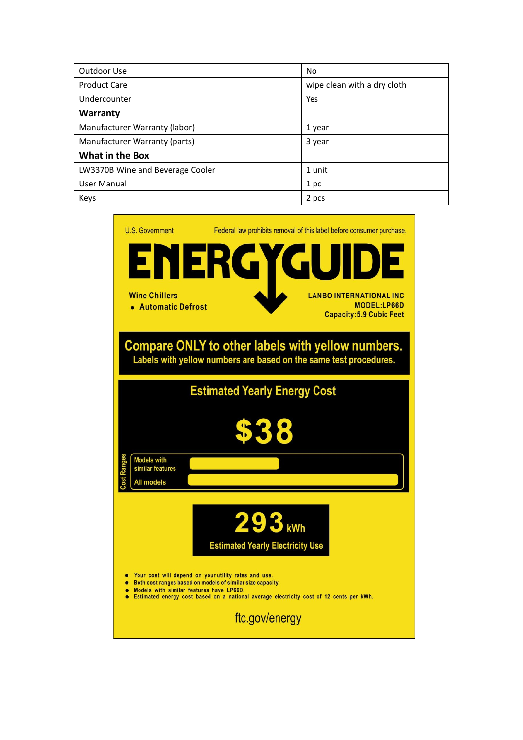| | |
|---|---|
| Outdoor Use | No |
| Product Care | wipe clean with a dry cloth |
| Undercounter | Yes |
| **Warranty** | |
| Manufacturer Warranty (labor) | 1 year |
| Manufacturer Warranty (parts) | 3 year |
| **What in the Box** | |
| LW3370B Wine and Beverage Cooler | 1 unit |
| User Manual | 1 pc |
| Keys | 2 pcs |

U.S. Government

Federal law prohibits removal of this label before consumer purchase.

# ENERGYGUIDE

**Wine Chillers**

- **Automatic Defrost**

**LANBO INTERNATIONAL INC**
**MODEL:LP66D**
**Capacity:5.9 Cubic Feet**

**Compare ONLY to other labels with yellow numbers.**
**Labels with yellow numbers are based on the same test procedures.**

**Estimated Yearly Energy Cost**

**$38**

Cost Ranges

Models with similar features

All models

**293 kWh**

**Estimated Yearly Electricity Use**

- Your cost will depend on your utility rates and use.
- Both cost ranges based on models of similar size capacity.
- Models with similar features have LP66D.
- Estimated energy cost based on a national average electricity cost of 12 cents per kWh.

ftc.gov/energy